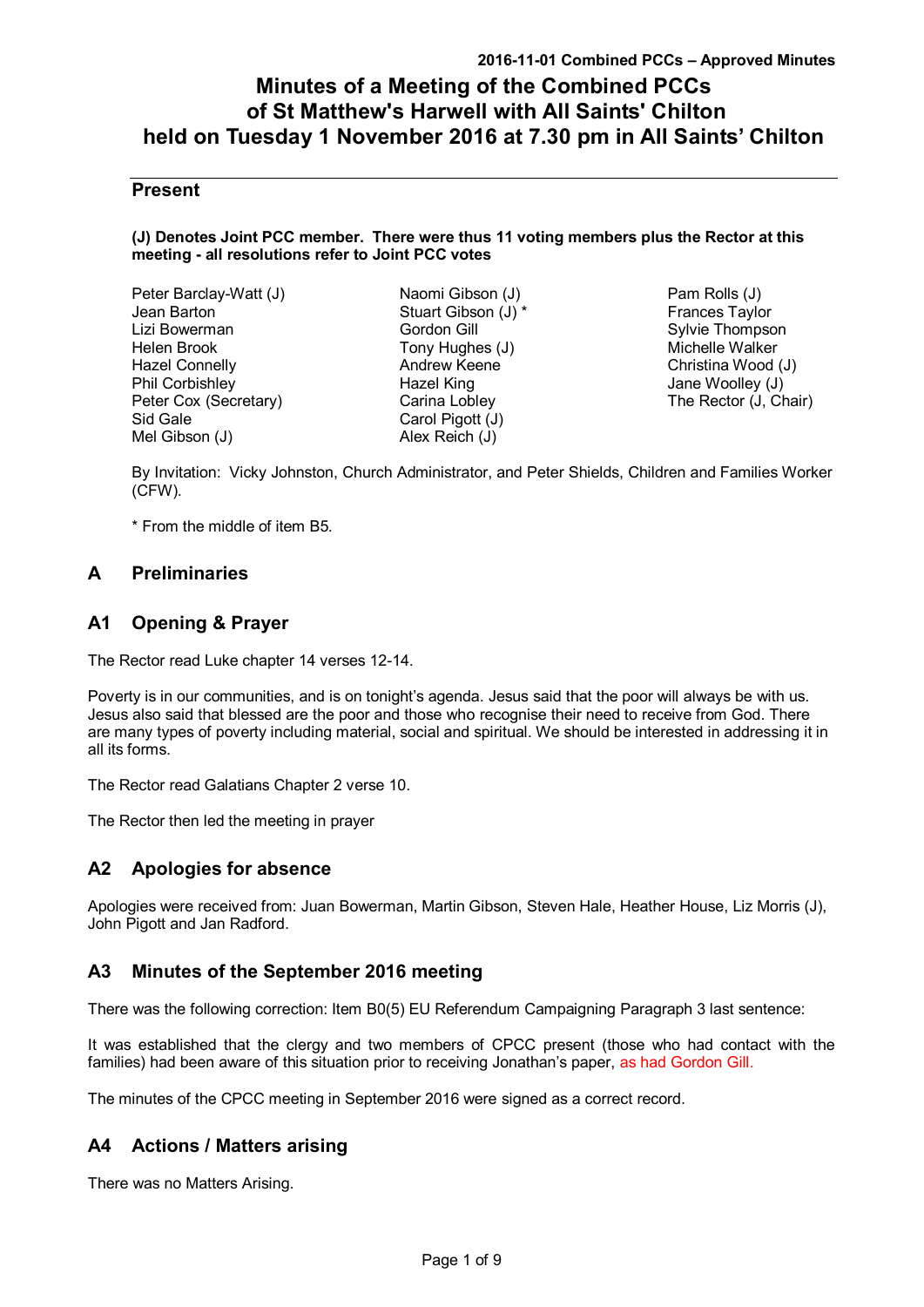# Minutes of a Meeting of the Combined PCCs of St Matthew's Harwell with All Saints' Chilton held on Tuesday 1 November 2016 at 7.30 pm in All Saints' Chilton

## Present

**(J) Denotes Joint PCC member. There were thus 11 voting members plus the Rector at this meeting - all resolutions refer to Joint PCC votes**

Peter Barclay-Watt (J)
Jean Barton
Lizi Bowerman
Helen Brook
Hazel Connelly
Phil Corbishley
Peter Cox (Secretary)
Sid Gale
Mel Gibson (J)
Naomi Gibson (J)
Stuart Gibson (J) *
Gordon Gill
Tony Hughes (J)
Andrew Keene
Hazel King
Carina Lobley
Carol Pigott (J)
Alex Reich (J)
Pam Rolls (J)
Frances Taylor
Sylvie Thompson
Michelle Walker
Christina Wood (J)
Jane Woolley (J)
The Rector (J, Chair)

By Invitation: Vicky Johnston, Church Administrator, and Peter Shields, Children and Families Worker (CFW).

* From the middle of item B5.

## A Preliminaries

## A1 Opening & Prayer

The Rector read Luke chapter 14 verses 12-14.

Poverty is in our communities, and is on tonight's agenda. Jesus said that the poor will always be with us. Jesus also said that blessed are the poor and those who recognise their need to receive from God. There are many types of poverty including material, social and spiritual. We should be interested in addressing it in all its forms.

The Rector read Galatians Chapter 2 verse 10.

The Rector then led the meeting in prayer

## A2 Apologies for absence

Apologies were received from: Juan Bowerman, Martin Gibson, Steven Hale, Heather House, Liz Morris (J), John Pigott and Jan Radford.

## A3 Minutes of the September 2016 meeting

There was the following correction: Item B0(5) EU Referendum Campaigning Paragraph 3 last sentence:

It was established that the clergy and two members of CPCC present (those who had contact with the families) had been aware of this situation prior to receiving Jonathan's paper, as had Gordon Gill.

The minutes of the CPCC meeting in September 2016 were signed as a correct record.

## A4 Actions / Matters arising

There was no Matters Arising.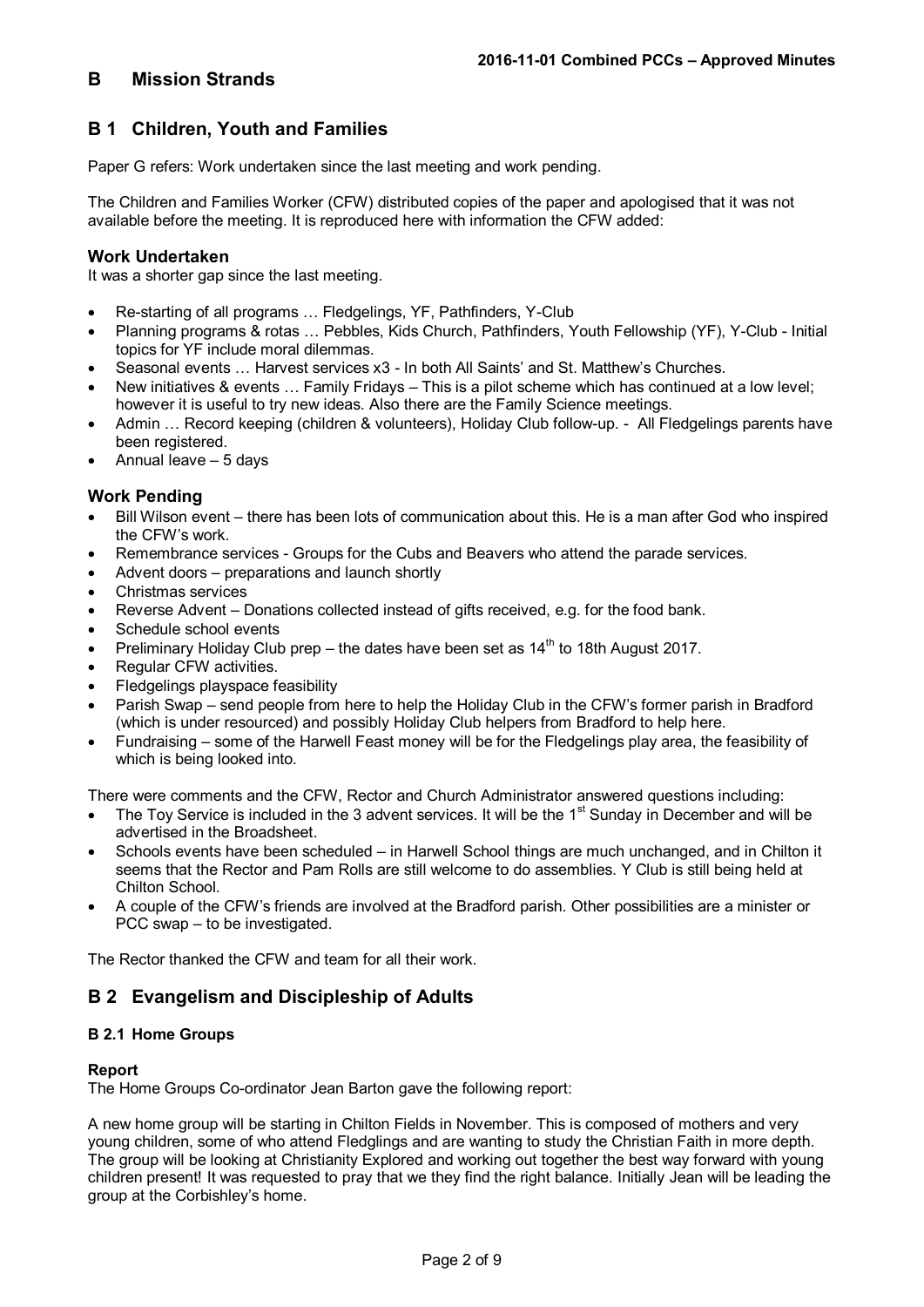# B Mission Strands

## B 1 Children, Youth and Families

Paper G refers: Work undertaken since the last meeting and work pending.

The Children and Families Worker (CFW) distributed copies of the paper and apologised that it was not available before the meeting. It is reproduced here with information the CFW added:

### Work Undertaken

It was a shorter gap since the last meeting.

- Re-starting of all programs … Fledgelings, YF, Pathfinders, Y-Club
- Planning programs & rotas … Pebbles, Kids Church, Pathfinders, Youth Fellowship (YF), Y-Club - Initial topics for YF include moral dilemmas.
- Seasonal events … Harvest services x3 - In both All Saints' and St. Matthew's Churches.
- New initiatives & events … Family Fridays – This is a pilot scheme which has continued at a low level; however it is useful to try new ideas. Also there are the Family Science meetings.
- Admin … Record keeping (children & volunteers), Holiday Club follow-up. - All Fledgelings parents have been registered.
- Annual leave – 5 days

### Work Pending

- Bill Wilson event – there has been lots of communication about this. He is a man after God who inspired the CFW's work.
- Remembrance services - Groups for the Cubs and Beavers who attend the parade services.
- Advent doors – preparations and launch shortly
- Christmas services
- Reverse Advent – Donations collected instead of gifts received, e.g. for the food bank.
- Schedule school events
- Preliminary Holiday Club prep – the dates have been set as 14th to 18th August 2017.
- Regular CFW activities.
- Fledgelings playspace feasibility
- Parish Swap – send people from here to help the Holiday Club in the CFW's former parish in Bradford (which is under resourced) and possibly Holiday Club helpers from Bradford to help here.
- Fundraising – some of the Harwell Feast money will be for the Fledgelings play area, the feasibility of which is being looked into.

There were comments and the CFW, Rector and Church Administrator answered questions including:

- The Toy Service is included in the 3 advent services. It will be the 1st Sunday in December and will be advertised in the Broadsheet.
- Schools events have been scheduled – in Harwell School things are much unchanged, and in Chilton it seems that the Rector and Pam Rolls are still welcome to do assemblies. Y Club is still being held at Chilton School.
- A couple of the CFW's friends are involved at the Bradford parish. Other possibilities are a minister or PCC swap – to be investigated.

The Rector thanked the CFW and team for all their work.

## B 2 Evangelism and Discipleship of Adults

### B 2.1 Home Groups

**Report**

The Home Groups Co-ordinator Jean Barton gave the following report:

A new home group will be starting in Chilton Fields in November. This is composed of mothers and very young children, some of who attend Fledglings and are wanting to study the Christian Faith in more depth. The group will be looking at Christianity Explored and working out together the best way forward with young children present! It was requested to pray that we they find the right balance. Initially Jean will be leading the group at the Corbishley's home.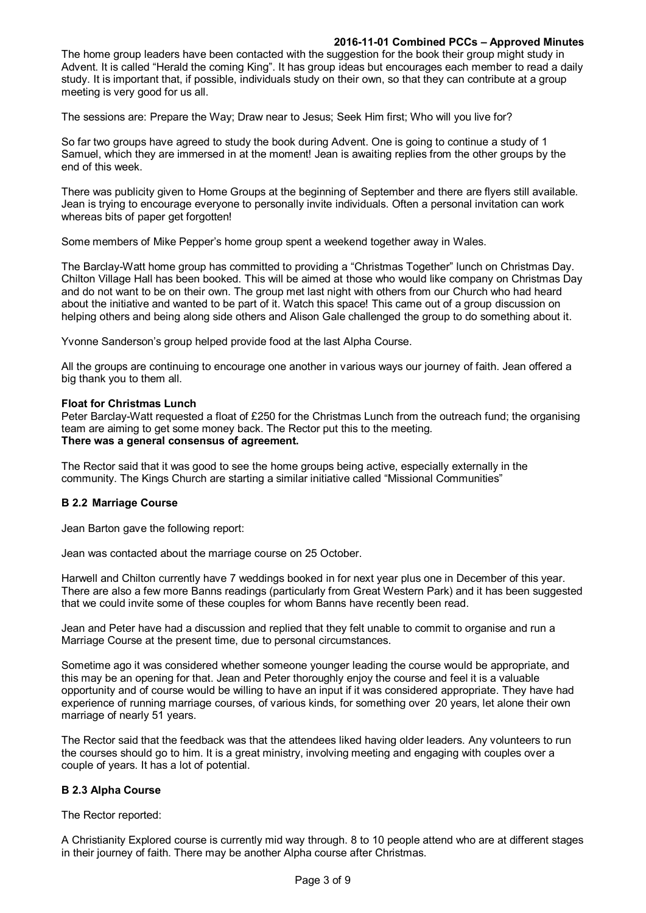The home group leaders have been contacted with the suggestion for the book their group might study in Advent. It is called "Herald the coming King". It has group ideas but encourages each member to read a daily study. It is important that, if possible, individuals study on their own, so that they can contribute at a group meeting is very good for us all.

The sessions are: Prepare the Way; Draw near to Jesus; Seek Him first; Who will you live for?

So far two groups have agreed to study the book during Advent. One is going to continue a study of 1 Samuel, which they are immersed in at the moment! Jean is awaiting replies from the other groups by the end of this week.

There was publicity given to Home Groups at the beginning of September and there are flyers still available. Jean is trying to encourage everyone to personally invite individuals. Often a personal invitation can work whereas bits of paper get forgotten!

Some members of Mike Pepper's home group spent a weekend together away in Wales.

The Barclay-Watt home group has committed to providing a "Christmas Together" lunch on Christmas Day. Chilton Village Hall has been booked. This will be aimed at those who would like company on Christmas Day and do not want to be on their own. The group met last night with others from our Church who had heard about the initiative and wanted to be part of it. Watch this space! This came out of a group discussion on helping others and being along side others and Alison Gale challenged the group to do something about it.

Yvonne Sanderson's group helped provide food at the last Alpha Course.

All the groups are continuing to encourage one another in various ways our journey of faith. Jean offered a big thank you to them all.

**Float for Christmas Lunch**

Peter Barclay-Watt requested a float of £250 for the Christmas Lunch from the outreach fund; the organising team are aiming to get some money back. The Rector put this to the meeting.

**There was a general consensus of agreement.**

The Rector said that it was good to see the home groups being active, especially externally in the community. The Kings Church are starting a similar initiative called "Missional Communities"

### B 2.2 Marriage Course

Jean Barton gave the following report:

Jean was contacted about the marriage course on 25 October.

Harwell and Chilton currently have 7 weddings booked in for next year plus one in December of this year. There are also a few more Banns readings (particularly from Great Western Park) and it has been suggested that we could invite some of these couples for whom Banns have recently been read.

Jean and Peter have had a discussion and replied that they felt unable to commit to organise and run a Marriage Course at the present time, due to personal circumstances.

Sometime ago it was considered whether someone younger leading the course would be appropriate, and this may be an opening for that. Jean and Peter thoroughly enjoy the course and feel it is a valuable opportunity and of course would be willing to have an input if it was considered appropriate. They have had experience of running marriage courses, of various kinds, for something over 20 years, let alone their own marriage of nearly 51 years.

The Rector said that the feedback was that the attendees liked having older leaders. Any volunteers to run the courses should go to him. It is a great ministry, involving meeting and engaging with couples over a couple of years. It has a lot of potential.

### B 2.3 Alpha Course

The Rector reported:

A Christianity Explored course is currently mid way through. 8 to 10 people attend who are at different stages in their journey of faith. There may be another Alpha course after Christmas.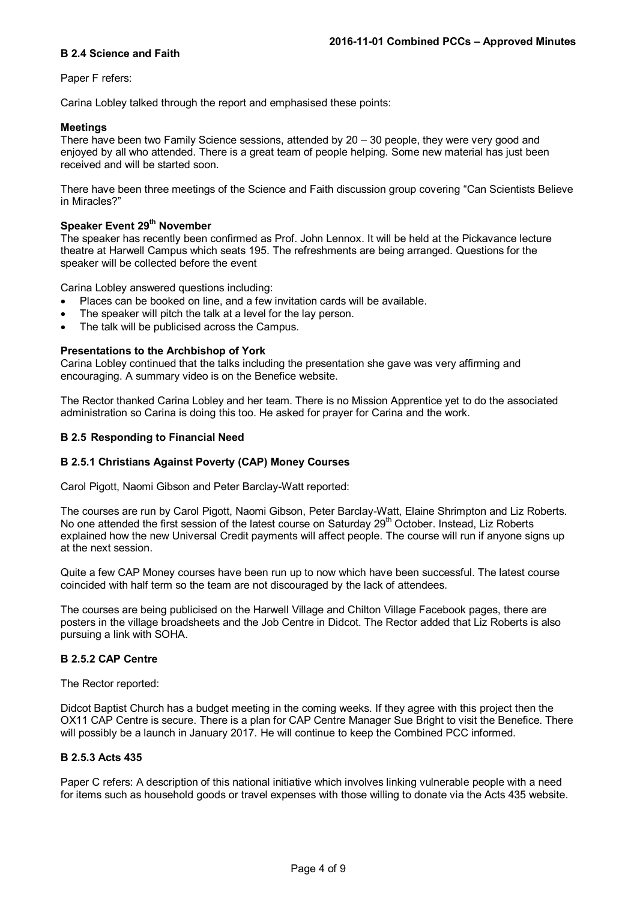### B 2.4 Science and Faith

Paper F refers:

Carina Lobley talked through the report and emphasised these points:

**Meetings**

There have been two Family Science sessions, attended by 20 – 30 people, they were very good and enjoyed by all who attended. There is a great team of people helping. Some new material has just been received and will be started soon.

There have been three meetings of the Science and Faith discussion group covering "Can Scientists Believe in Miracles?"

**Speaker Event 29th November**

The speaker has recently been confirmed as Prof. John Lennox. It will be held at the Pickavance lecture theatre at Harwell Campus which seats 195. The refreshments are being arranged. Questions for the speaker will be collected before the event

Carina Lobley answered questions including:

- Places can be booked on line, and a few invitation cards will be available.
- The speaker will pitch the talk at a level for the lay person.
- The talk will be publicised across the Campus.

**Presentations to the Archbishop of York**

Carina Lobley continued that the talks including the presentation she gave was very affirming and encouraging. A summary video is on the Benefice website.

The Rector thanked Carina Lobley and her team. There is no Mission Apprentice yet to do the associated administration so Carina is doing this too. He asked for prayer for Carina and the work.

### B 2.5 Responding to Financial Need

#### B 2.5.1 Christians Against Poverty (CAP) Money Courses

Carol Pigott, Naomi Gibson and Peter Barclay-Watt reported:

The courses are run by Carol Pigott, Naomi Gibson, Peter Barclay-Watt, Elaine Shrimpton and Liz Roberts. No one attended the first session of the latest course on Saturday 29th October. Instead, Liz Roberts explained how the new Universal Credit payments will affect people. The course will run if anyone signs up at the next session.

Quite a few CAP Money courses have been run up to now which have been successful. The latest course coincided with half term so the team are not discouraged by the lack of attendees.

The courses are being publicised on the Harwell Village and Chilton Village Facebook pages, there are posters in the village broadsheets and the Job Centre in Didcot. The Rector added that Liz Roberts is also pursuing a link with SOHA.

#### B 2.5.2 CAP Centre

The Rector reported:

Didcot Baptist Church has a budget meeting in the coming weeks. If they agree with this project then the OX11 CAP Centre is secure. There is a plan for CAP Centre Manager Sue Bright to visit the Benefice. There will possibly be a launch in January 2017. He will continue to keep the Combined PCC informed.

#### B 2.5.3 Acts 435

Paper C refers: A description of this national initiative which involves linking vulnerable people with a need for items such as household goods or travel expenses with those willing to donate via the Acts 435 website.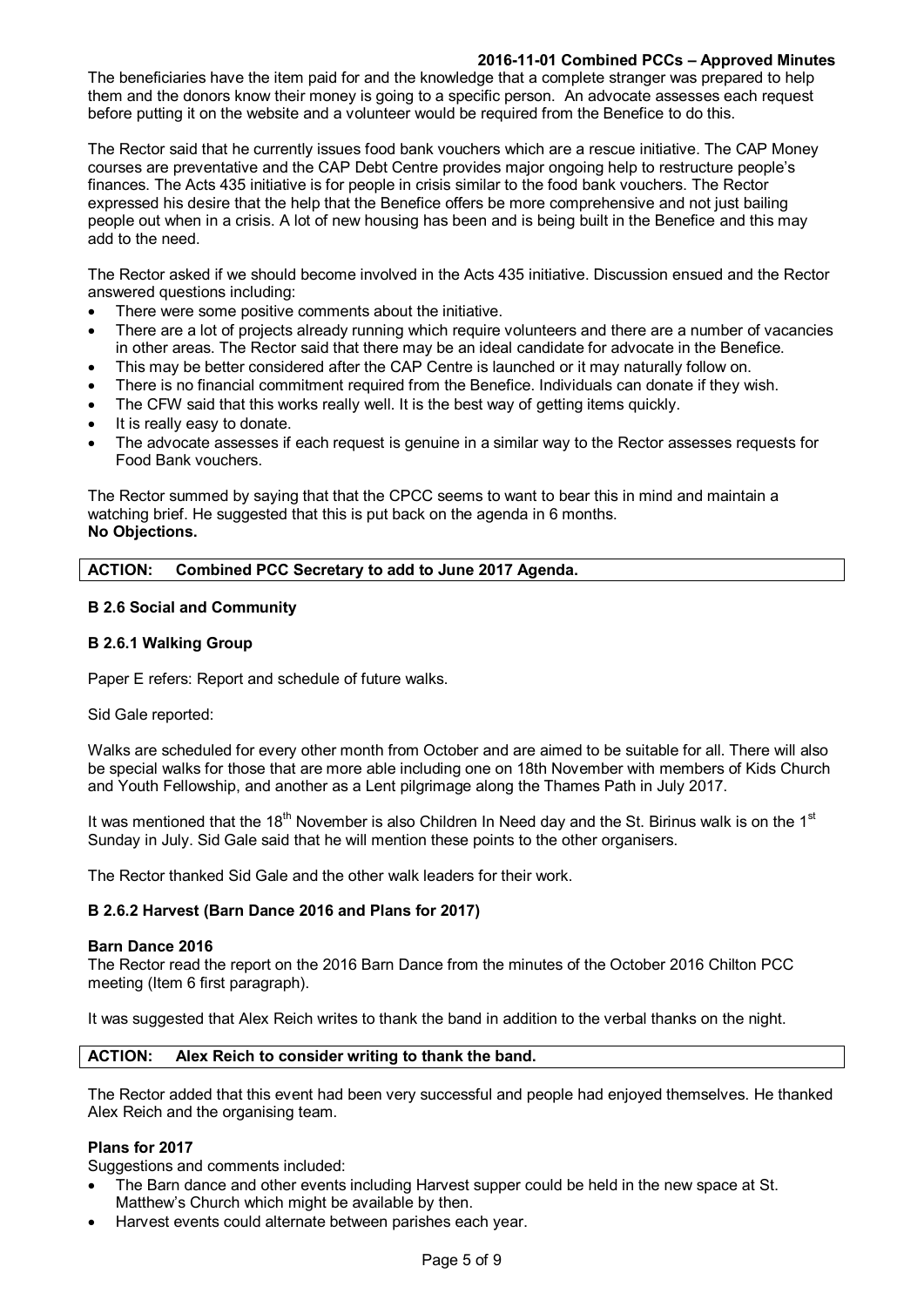The beneficiaries have the item paid for and the knowledge that a complete stranger was prepared to help them and the donors know their money is going to a specific person. An advocate assesses each request before putting it on the website and a volunteer would be required from the Benefice to do this.

The Rector said that he currently issues food bank vouchers which are a rescue initiative. The CAP Money courses are preventative and the CAP Debt Centre provides major ongoing help to restructure people's finances. The Acts 435 initiative is for people in crisis similar to the food bank vouchers. The Rector expressed his desire that the help that the Benefice offers be more comprehensive and not just bailing people out when in a crisis. A lot of new housing has been and is being built in the Benefice and this may add to the need.

The Rector asked if we should become involved in the Acts 435 initiative. Discussion ensued and the Rector answered questions including:

- There were some positive comments about the initiative.
- There are a lot of projects already running which require volunteers and there are a number of vacancies in other areas. The Rector said that there may be an ideal candidate for advocate in the Benefice.
- This may be better considered after the CAP Centre is launched or it may naturally follow on.
- There is no financial commitment required from the Benefice. Individuals can donate if they wish.
- The CFW said that this works really well. It is the best way of getting items quickly.
- It is really easy to donate.
- The advocate assesses if each request is genuine in a similar way to the Rector assesses requests for Food Bank vouchers.

The Rector summed by saying that that the CPCC seems to want to bear this in mind and maintain a watching brief. He suggested that this is put back on the agenda in 6 months.
**No Objections.**

| **ACTION: Combined PCC Secretary to add to June 2017 Agenda.** |
|---|

### B 2.6 Social and Community

#### B 2.6.1 Walking Group

Paper E refers: Report and schedule of future walks.

Sid Gale reported:

Walks are scheduled for every other month from October and are aimed to be suitable for all. There will also be special walks for those that are more able including one on 18th November with members of Kids Church and Youth Fellowship, and another as a Lent pilgrimage along the Thames Path in July 2017.

It was mentioned that the 18th November is also Children In Need day and the St. Birinus walk is on the 1st Sunday in July. Sid Gale said that he will mention these points to the other organisers.

The Rector thanked Sid Gale and the other walk leaders for their work.

#### B 2.6.2 Harvest (Barn Dance 2016 and Plans for 2017)

**Barn Dance 2016**

The Rector read the report on the 2016 Barn Dance from the minutes of the October 2016 Chilton PCC meeting (Item 6 first paragraph).

It was suggested that Alex Reich writes to thank the band in addition to the verbal thanks on the night.

| **ACTION: Alex Reich to consider writing to thank the band.** |
|---|

The Rector added that this event had been very successful and people had enjoyed themselves. He thanked Alex Reich and the organising team.

**Plans for 2017**

Suggestions and comments included:

- The Barn dance and other events including Harvest supper could be held in the new space at St. Matthew's Church which might be available by then.
- Harvest events could alternate between parishes each year.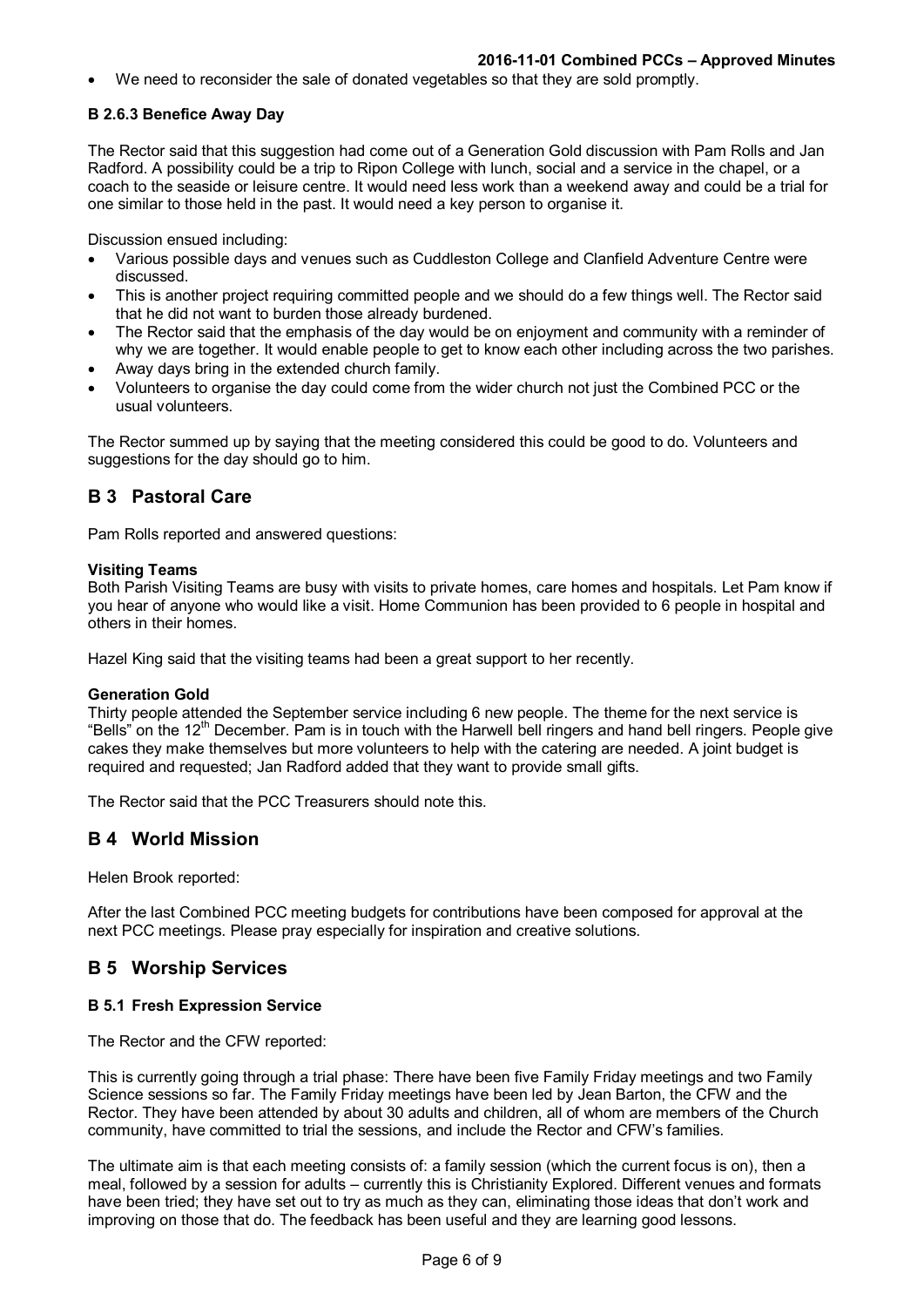- We need to reconsider the sale of donated vegetables so that they are sold promptly.

#### B 2.6.3 Benefice Away Day

The Rector said that this suggestion had come out of a Generation Gold discussion with Pam Rolls and Jan Radford. A possibility could be a trip to Ripon College with lunch, social and a service in the chapel, or a coach to the seaside or leisure centre. It would need less work than a weekend away and could be a trial for one similar to those held in the past. It would need a key person to organise it.

Discussion ensued including:

- Various possible days and venues such as Cuddleston College and Clanfield Adventure Centre were discussed.
- This is another project requiring committed people and we should do a few things well. The Rector said that he did not want to burden those already burdened.
- The Rector said that the emphasis of the day would be on enjoyment and community with a reminder of why we are together. It would enable people to get to know each other including across the two parishes.
- Away days bring in the extended church family.
- Volunteers to organise the day could come from the wider church not just the Combined PCC or the usual volunteers.

The Rector summed up by saying that the meeting considered this could be good to do. Volunteers and suggestions for the day should go to him.

## B 3 Pastoral Care

Pam Rolls reported and answered questions:

**Visiting Teams**
Both Parish Visiting Teams are busy with visits to private homes, care homes and hospitals. Let Pam know if you hear of anyone who would like a visit. Home Communion has been provided to 6 people in hospital and others in their homes.

Hazel King said that the visiting teams had been a great support to her recently.

**Generation Gold**
Thirty people attended the September service including 6 new people. The theme for the next service is "Bells" on the 12th December. Pam is in touch with the Harwell bell ringers and hand bell ringers. People give cakes they make themselves but more volunteers to help with the catering are needed. A joint budget is required and requested; Jan Radford added that they want to provide small gifts.

The Rector said that the PCC Treasurers should note this.

## B 4 World Mission

Helen Brook reported:

After the last Combined PCC meeting budgets for contributions have been composed for approval at the next PCC meetings. Please pray especially for inspiration and creative solutions.

## B 5 Worship Services

#### B 5.1 Fresh Expression Service

The Rector and the CFW reported:

This is currently going through a trial phase: There have been five Family Friday meetings and two Family Science sessions so far. The Family Friday meetings have been led by Jean Barton, the CFW and the Rector. They have been attended by about 30 adults and children, all of whom are members of the Church community, have committed to trial the sessions, and include the Rector and CFW's families.

The ultimate aim is that each meeting consists of: a family session (which the current focus is on), then a meal, followed by a session for adults – currently this is Christianity Explored. Different venues and formats have been tried; they have set out to try as much as they can, eliminating those ideas that don't work and improving on those that do. The feedback has been useful and they are learning good lessons.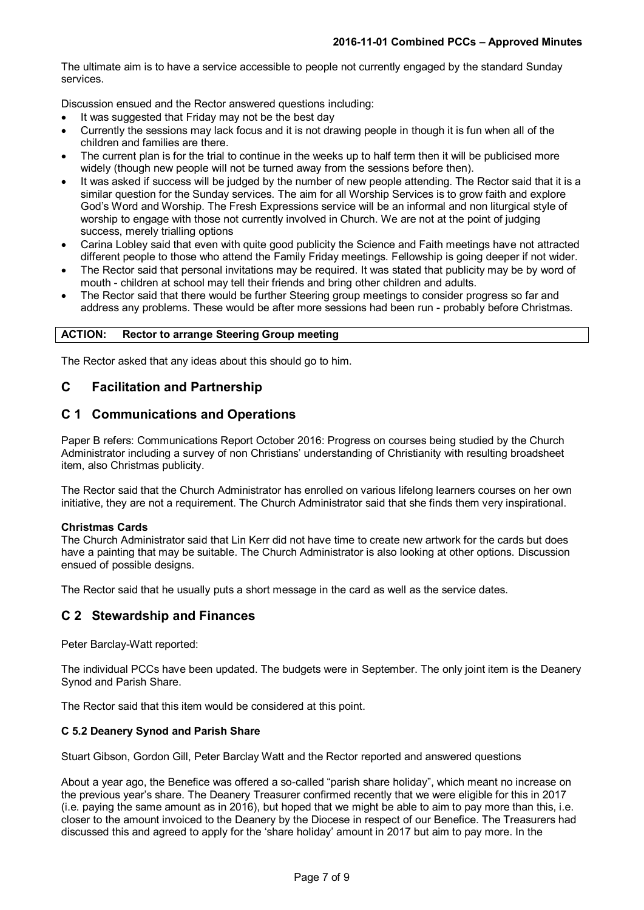The ultimate aim is to have a service accessible to people not currently engaged by the standard Sunday services.

Discussion ensued and the Rector answered questions including:

- It was suggested that Friday may not be the best day
- Currently the sessions may lack focus and it is not drawing people in though it is fun when all of the children and families are there.
- The current plan is for the trial to continue in the weeks up to half term then it will be publicised more widely (though new people will not be turned away from the sessions before then).
- It was asked if success will be judged by the number of new people attending. The Rector said that it is a similar question for the Sunday services. The aim for all Worship Services is to grow faith and explore God's Word and Worship. The Fresh Expressions service will be an informal and non liturgical style of worship to engage with those not currently involved in Church. We are not at the point of judging success, merely trialling options
- Carina Lobley said that even with quite good publicity the Science and Faith meetings have not attracted different people to those who attend the Family Friday meetings. Fellowship is going deeper if not wider.
- The Rector said that personal invitations may be required. It was stated that publicity may be by word of mouth - children at school may tell their friends and bring other children and adults.
- The Rector said that there would be further Steering group meetings to consider progress so far and address any problems. These would be after more sessions had been run - probably before Christmas.

| **ACTION: Rector to arrange Steering Group meeting** |
|---|

The Rector asked that any ideas about this should go to him.

## C Facilitation and Partnership

## C 1 Communications and Operations

Paper B refers: Communications Report October 2016: Progress on courses being studied by the Church Administrator including a survey of non Christians' understanding of Christianity with resulting broadsheet item, also Christmas publicity.

The Rector said that the Church Administrator has enrolled on various lifelong learners courses on her own initiative, they are not a requirement. The Church Administrator said that she finds them very inspirational.

**Christmas Cards**

The Church Administrator said that Lin Kerr did not have time to create new artwork for the cards but does have a painting that may be suitable. The Church Administrator is also looking at other options. Discussion ensued of possible designs.

The Rector said that he usually puts a short message in the card as well as the service dates.

## C 2 Stewardship and Finances

Peter Barclay-Watt reported:

The individual PCCs have been updated. The budgets were in September. The only joint item is the Deanery Synod and Parish Share.

The Rector said that this item would be considered at this point.

**C 5.2 Deanery Synod and Parish Share**

Stuart Gibson, Gordon Gill, Peter Barclay Watt and the Rector reported and answered questions

About a year ago, the Benefice was offered a so-called "parish share holiday", which meant no increase on the previous year's share. The Deanery Treasurer confirmed recently that we were eligible for this in 2017 (i.e. paying the same amount as in 2016), but hoped that we might be able to aim to pay more than this, i.e. closer to the amount invoiced to the Deanery by the Diocese in respect of our Benefice. The Treasurers had discussed this and agreed to apply for the 'share holiday' amount in 2017 but aim to pay more. In the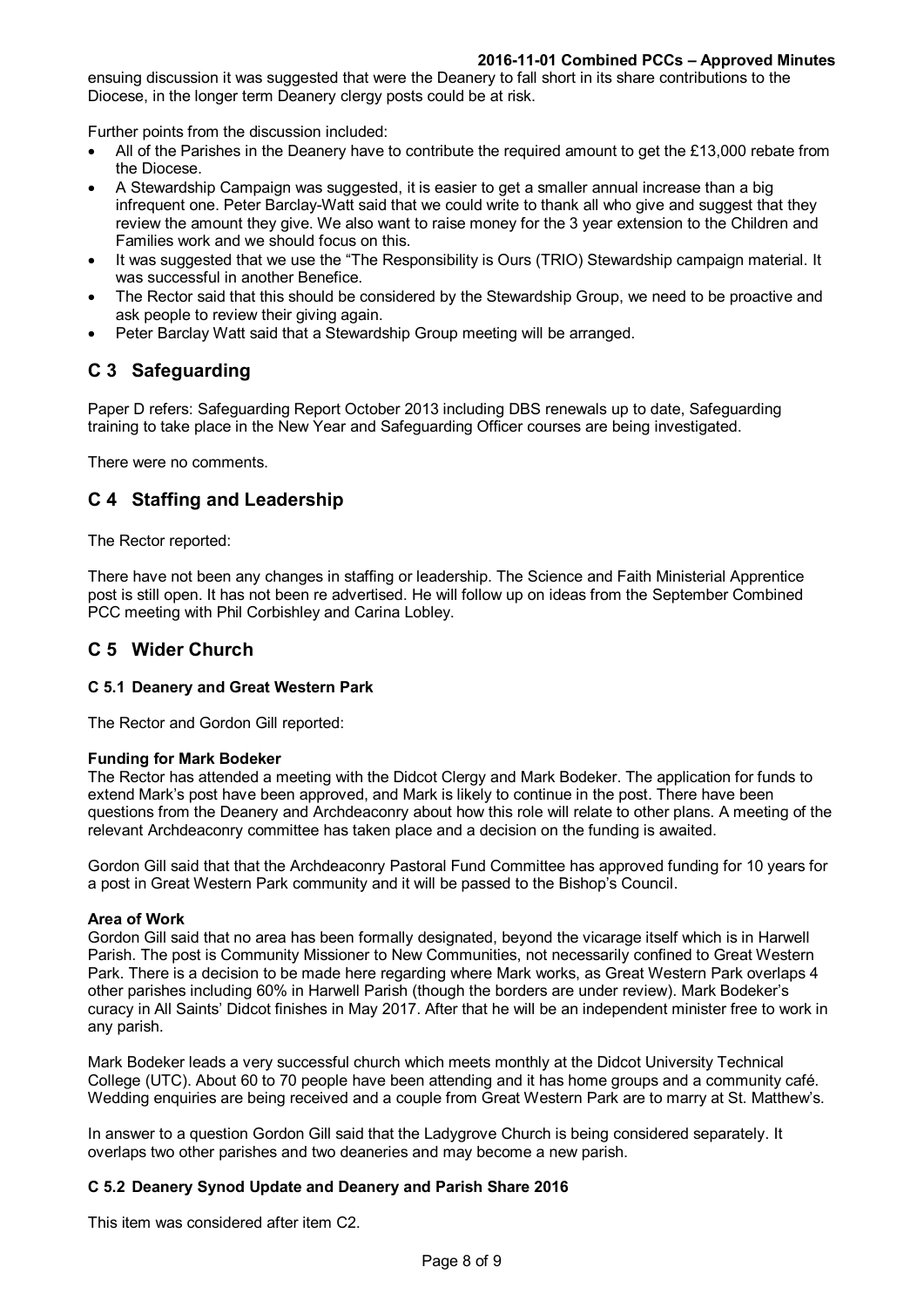ensuing discussion it was suggested that were the Deanery to fall short in its share contributions to the Diocese, in the longer term Deanery clergy posts could be at risk.

Further points from the discussion included:

- All of the Parishes in the Deanery have to contribute the required amount to get the £13,000 rebate from the Diocese.
- A Stewardship Campaign was suggested, it is easier to get a smaller annual increase than a big infrequent one. Peter Barclay-Watt said that we could write to thank all who give and suggest that they review the amount they give. We also want to raise money for the 3 year extension to the Children and Families work and we should focus on this.
- It was suggested that we use the "The Responsibility is Ours (TRIO) Stewardship campaign material. It was successful in another Benefice.
- The Rector said that this should be considered by the Stewardship Group, we need to be proactive and ask people to review their giving again.
- Peter Barclay Watt said that a Stewardship Group meeting will be arranged.

## C 3 Safeguarding

Paper D refers: Safeguarding Report October 2013 including DBS renewals up to date, Safeguarding training to take place in the New Year and Safeguarding Officer courses are being investigated.

There were no comments.

## C 4 Staffing and Leadership

The Rector reported:

There have not been any changes in staffing or leadership. The Science and Faith Ministerial Apprentice post is still open. It has not been re advertised. He will follow up on ideas from the September Combined PCC meeting with Phil Corbishley and Carina Lobley.

## C 5 Wider Church

### C 5.1 Deanery and Great Western Park

The Rector and Gordon Gill reported:

**Funding for Mark Bodeker**
The Rector has attended a meeting with the Didcot Clergy and Mark Bodeker. The application for funds to extend Mark's post have been approved, and Mark is likely to continue in the post. There have been questions from the Deanery and Archdeaconry about how this role will relate to other plans. A meeting of the relevant Archdeaconry committee has taken place and a decision on the funding is awaited.

Gordon Gill said that that the Archdeaconry Pastoral Fund Committee has approved funding for 10 years for a post in Great Western Park community and it will be passed to the Bishop's Council.

**Area of Work**
Gordon Gill said that no area has been formally designated, beyond the vicarage itself which is in Harwell Parish. The post is Community Missioner to New Communities, not necessarily confined to Great Western Park. There is a decision to be made here regarding where Mark works, as Great Western Park overlaps 4 other parishes including 60% in Harwell Parish (though the borders are under review). Mark Bodeker's curacy in All Saints' Didcot finishes in May 2017. After that he will be an independent minister free to work in any parish.

Mark Bodeker leads a very successful church which meets monthly at the Didcot University Technical College (UTC). About 60 to 70 people have been attending and it has home groups and a community café. Wedding enquiries are being received and a couple from Great Western Park are to marry at St. Matthew's.

In answer to a question Gordon Gill said that the Ladygrove Church is being considered separately. It overlaps two other parishes and two deaneries and may become a new parish.

### C 5.2 Deanery Synod Update and Deanery and Parish Share 2016

This item was considered after item C2.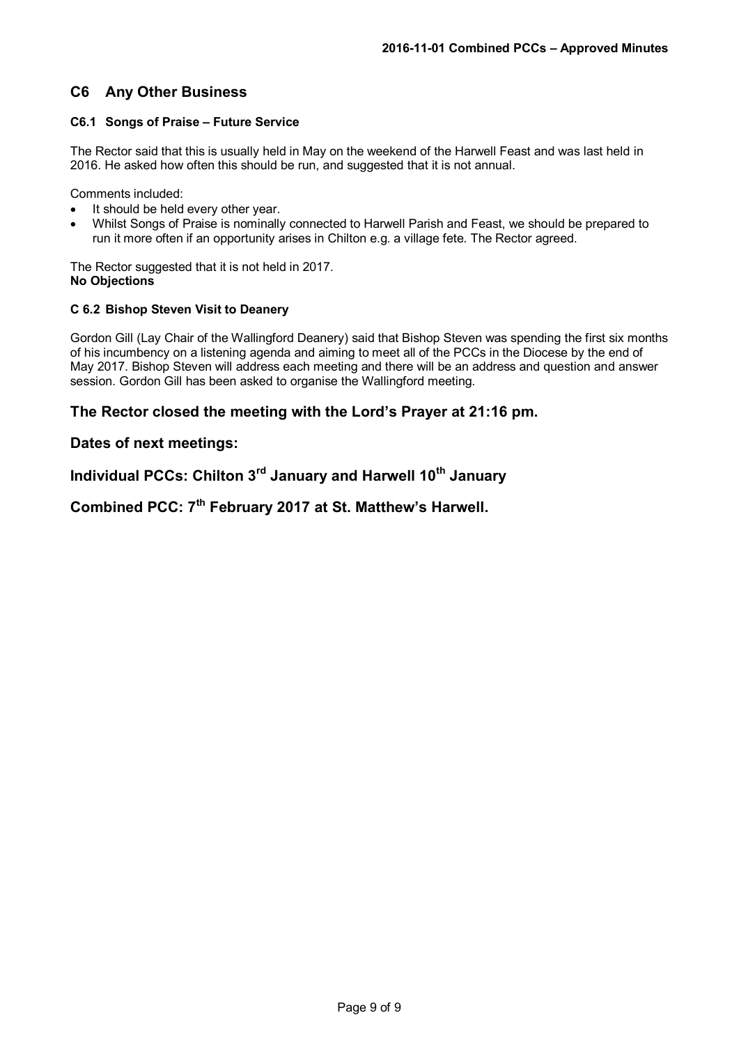## C6 Any Other Business

### C6.1 Songs of Praise – Future Service

The Rector said that this is usually held in May on the weekend of the Harwell Feast and was last held in 2016. He asked how often this should be run, and suggested that it is not annual.

Comments included:

- It should be held every other year.
- Whilst Songs of Praise is nominally connected to Harwell Parish and Feast, we should be prepared to run it more often if an opportunity arises in Chilton e.g. a village fete. The Rector agreed.

The Rector suggested that it is not held in 2017.
**No Objections**

### C 6.2 Bishop Steven Visit to Deanery

Gordon Gill (Lay Chair of the Wallingford Deanery) said that Bishop Steven was spending the first six months of his incumbency on a listening agenda and aiming to meet all of the PCCs in the Diocese by the end of May 2017. Bishop Steven will address each meeting and there will be an address and question and answer session. Gordon Gill has been asked to organise the Wallingford meeting.

## The Rector closed the meeting with the Lord's Prayer at 21:16 pm.

## Dates of next meetings:

## Individual PCCs: Chilton 3rd January and Harwell 10th January

## Combined PCC: 7th February 2017 at St. Matthew's Harwell.